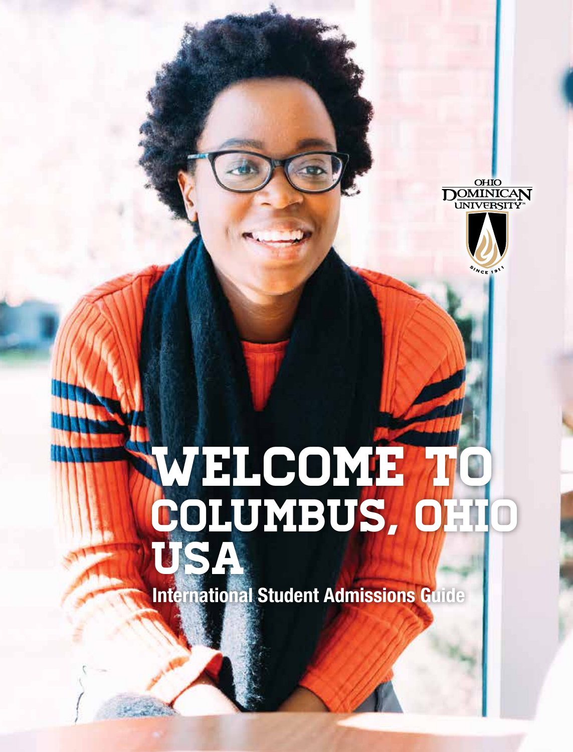OHIO DOMINICAN UNIVERSITY

SINCE 1911

# WELCOME TO COLUMBUS, OHIO USA

## International Student Admissions Guide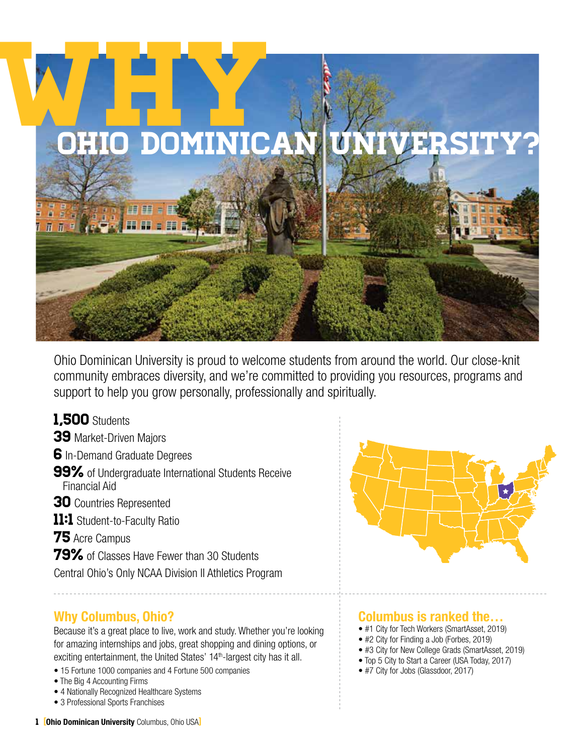# WHY OHIO DOMINICAN UNIVERSITY?

Ohio Dominican University is proud to welcome students from around the world. Our close-knit community embraces diversity, and we're committed to providing you resources, programs and support to help you grow personally, professionally and spiritually.

**1,500** Students

**39** Market-Driven Majors

**6** In-Demand Graduate Degrees

**99%** of Undergraduate International Students Receive Financial Aid

**30** Countries Represented

**11:1** Student-to-Faculty Ratio

**75** Acre Campus

**79%** of Classes Have Fewer than 30 Students

Central Ohio's Only NCAA Division II Athletics Program

## Why Columbus, Ohio?

Because it's a great place to live, work and study. Whether you're looking for amazing internships and jobs, great shopping and dining options, or exciting entertainment, the United States' 14th-largest city has it all.

- 15 Fortune 1000 companies and 4 Fortune 500 companies
- The Big 4 Accounting Firms
- 4 Nationally Recognized Healthcare Systems
- 3 Professional Sports Franchises

## Columbus is ranked the…

- #1 City for Tech Workers (SmartAsset, 2019)
- #2 City for Finding a Job (Forbes, 2019)
- #3 City for New College Grads (SmartAsset, 2019)
- Top 5 City to Start a Career (USA Today, 2017)
- #7 City for Jobs (Glassdoor, 2017)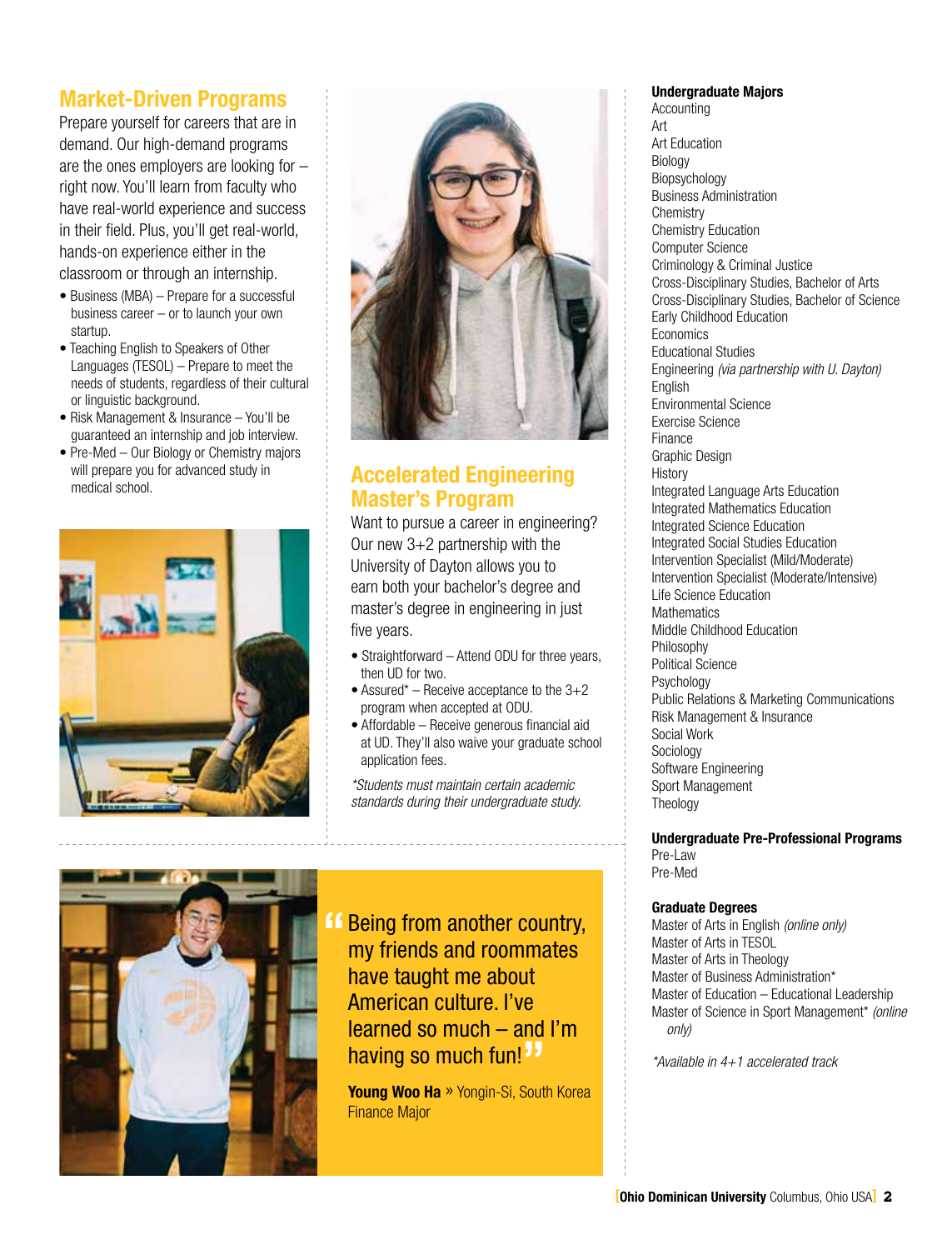## Market-Driven Programs

Prepare yourself for careers that are in demand. Our high-demand programs are the ones employers are looking for – right now. You'll learn from faculty who have real-world experience and success in their field. Plus, you'll get real-world, hands-on experience either in the classroom or through an internship.

- Business (MBA) – Prepare for a successful business career – or to launch your own startup.
- Teaching English to Speakers of Other Languages (TESOL) – Prepare to meet the needs of students, regardless of their cultural or linguistic background.
- Risk Management & Insurance – You'll be guaranteed an internship and job interview.
- Pre-Med – Our Biology or Chemistry majors will prepare you for advanced study in medical school.

## Accelerated Engineering Master's Program

Want to pursue a career in engineering? Our new 3+2 partnership with the University of Dayton allows you to earn both your bachelor's degree and master's degree in engineering in just five years.

- Straightforward – Attend ODU for three years, then UD for two.
- Assured* – Receive acceptance to the 3+2 program when accepted at ODU.
- Affordable – Receive generous financial aid at UD. They'll also waive your graduate school application fees.

*\*Students must maintain certain academic standards during their undergraduate study.*

> "Being from another country, my friends and roommates have taught me about American culture. I've learned so much – and I'm having so much fun!"
>
> **Young Woo Ha** » Yongin-Si, South Korea
> Finance Major

**Undergraduate Majors**

Accounting
Art
Art Education
Biology
Biopsychology
Business Administration
Chemistry
Chemistry Education
Computer Science
Criminology & Criminal Justice
Cross-Disciplinary Studies, Bachelor of Arts
Cross-Disciplinary Studies, Bachelor of Science
Early Childhood Education
Economics
Educational Studies
Engineering *(via partnership with U. Dayton)*
English
Environmental Science
Exercise Science
Finance
Graphic Design
History
Integrated Language Arts Education
Integrated Mathematics Education
Integrated Science Education
Integrated Social Studies Education
Intervention Specialist (Mild/Moderate)
Intervention Specialist (Moderate/Intensive)
Life Science Education
Mathematics
Middle Childhood Education
Philosophy
Political Science
Psychology
Public Relations & Marketing Communications
Risk Management & Insurance
Social Work
Sociology
Software Engineering
Sport Management
Theology

**Undergraduate Pre-Professional Programs**

Pre-Law
Pre-Med

**Graduate Degrees**

Master of Arts in English *(online only)*
Master of Arts in TESOL
Master of Arts in Theology
Master of Business Administration*
Master of Education – Educational Leadership
Master of Science in Sport Management* *(online only)*

*\*Available in 4+1 accelerated track*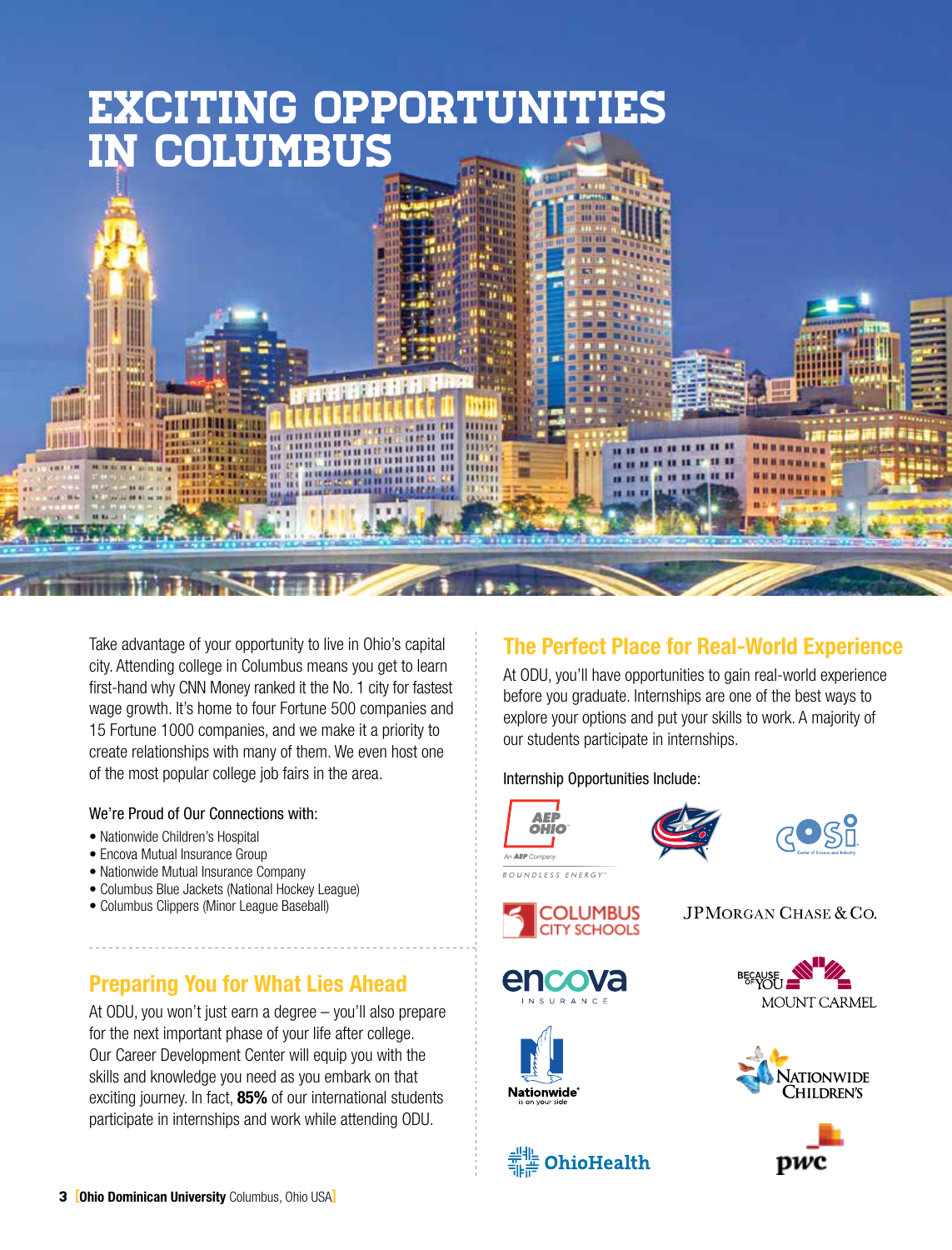# EXCITING OPPORTUNITIES IN COLUMBUS

Take advantage of your opportunity to live in Ohio's capital city. Attending college in Columbus means you get to learn first-hand why CNN Money ranked it the No. 1 city for fastest wage growth. It's home to four Fortune 500 companies and 15 Fortune 1000 companies, and we make it a priority to create relationships with many of them. We even host one of the most popular college job fairs in the area.

We're Proud of Our Connections with:

- Nationwide Children's Hospital
- Encova Mutual Insurance Group
- Nationwide Mutual Insurance Company
- Columbus Blue Jackets (National Hockey League)
- Columbus Clippers (Minor League Baseball)

## Preparing You for What Lies Ahead

At ODU, you won't just earn a degree – you'll also prepare for the next important phase of your life after college. Our Career Development Center will equip you with the skills and knowledge you need as you embark on that exciting journey. In fact, **85%** of our international students participate in internships and work while attending ODU.

## The Perfect Place for Real-World Experience

At ODU, you'll have opportunities to gain real-world experience before you graduate. Internships are one of the best ways to explore your options and put your skills to work. A majority of our students participate in internships.

Internship Opportunities Include:

- AEP Ohio – An AEP Company – Boundless Energy
- Columbus Blue Jackets
- COSI – Center of Science and Industry
- Columbus City Schools
- JPMorgan Chase & Co.
- Encova Insurance
- Mount Carmel – Because of You
- Nationwide – is on your side
- Nationwide Children's
- OhioHealth
- pwc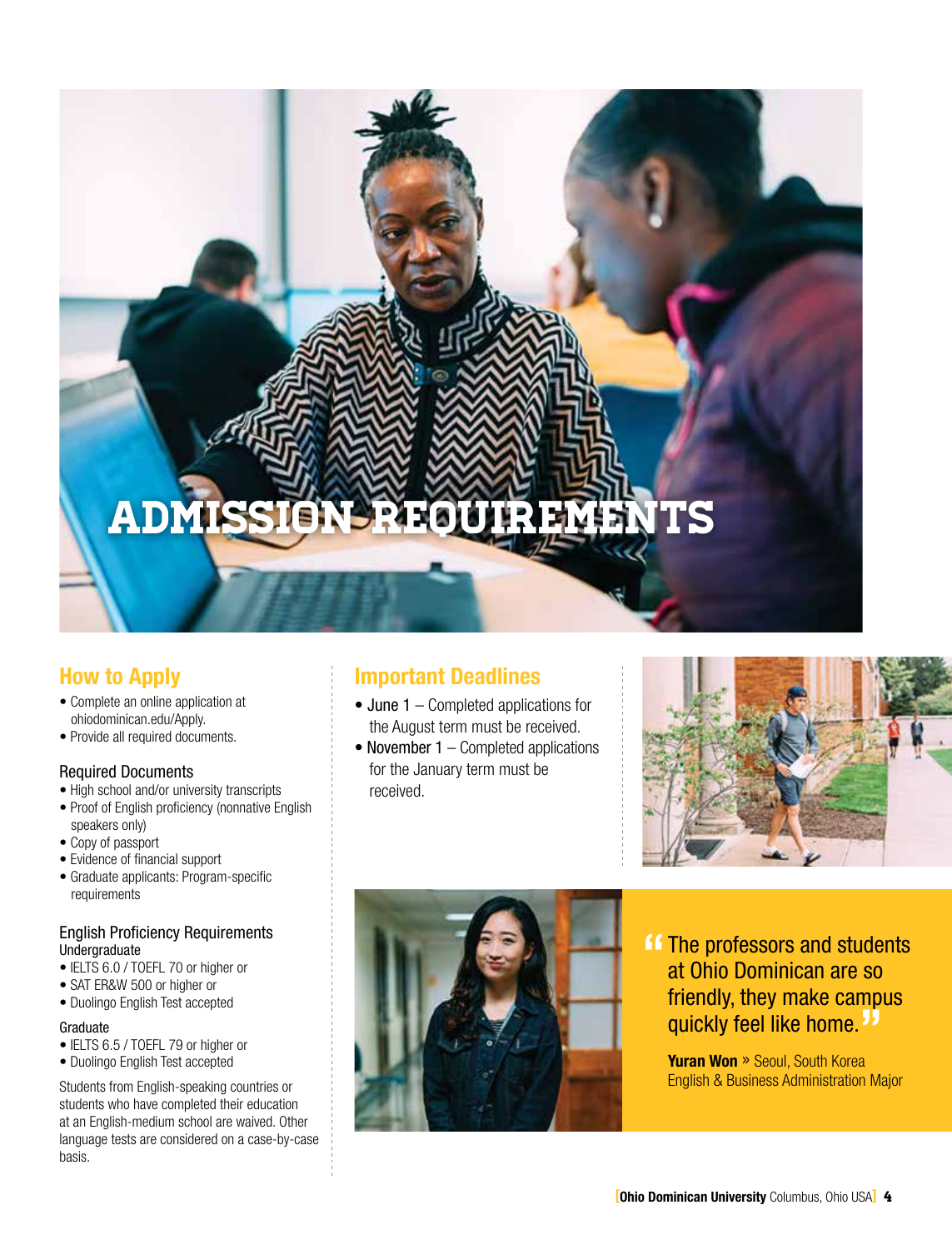# ADMISSION REQUIREMENTS

## How to Apply

- Complete an online application at ohiodominican.edu/Apply.
- Provide all required documents.

### Required Documents

- High school and/or university transcripts
- Proof of English proficiency (nonnative English speakers only)
- Copy of passport
- Evidence of financial support
- Graduate applicants: Program-specific requirements

### English Proficiency Requirements

#### Undergraduate

- IELTS 6.0 / TOEFL 70 or higher or
- SAT ER&W 500 or higher or
- Duolingo English Test accepted

#### Graduate

- IELTS 6.5 / TOEFL 79 or higher or
- Duolingo English Test accepted

Students from English-speaking countries or students who have completed their education at an English-medium school are waived. Other language tests are considered on a case-by-case basis.

## Important Deadlines

- June 1 – Completed applications for the August term must be received.
- November 1 – Completed applications for the January term must be received.

> "The professors and students at Ohio Dominican are so friendly, they make campus quickly feel like home."

**Yuran Won** » Seoul, South Korea
English & Business Administration Major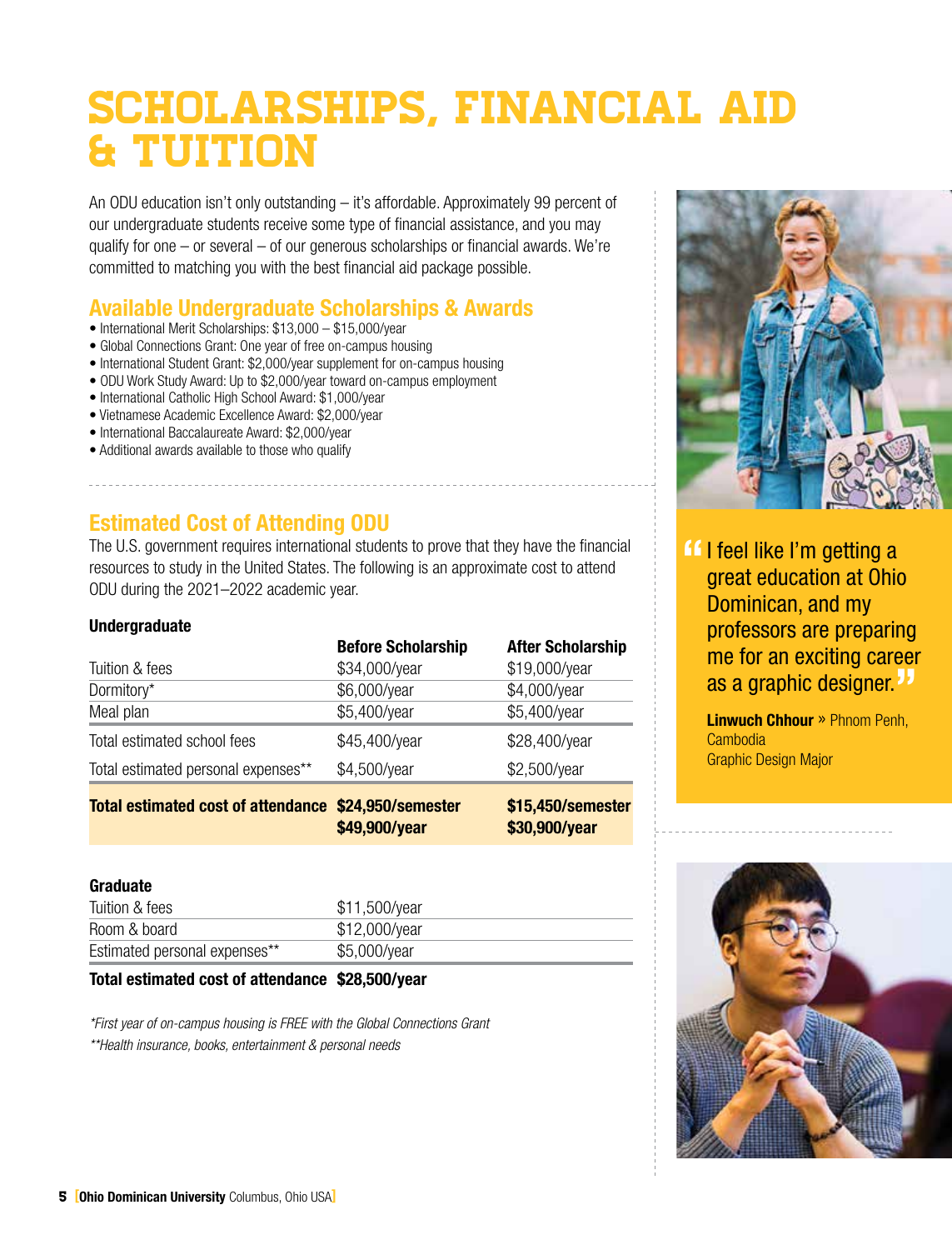# SCHOLARSHIPS, FINANCIAL AID & TUITION

An ODU education isn't only outstanding – it's affordable. Approximately 99 percent of our undergraduate students receive some type of financial assistance, and you may qualify for one – or several – of our generous scholarships or financial awards. We're committed to matching you with the best financial aid package possible.

## Available Undergraduate Scholarships & Awards

- International Merit Scholarships: $13,000 – $15,000/year
- Global Connections Grant: One year of free on-campus housing
- International Student Grant: $2,000/year supplement for on-campus housing
- ODU Work Study Award: Up to $2,000/year toward on-campus employment
- International Catholic High School Award: $1,000/year
- Vietnamese Academic Excellence Award: $2,000/year
- International Baccalaureate Award: $2,000/year
- Additional awards available to those who qualify

## Estimated Cost of Attending ODU

The U.S. government requires international students to prove that they have the financial resources to study in the United States. The following is an approximate cost to attend ODU during the 2021–2022 academic year.

### Undergraduate

| | Before Scholarship | After Scholarship |
|---|---|---|
| Tuition & fees | $34,000/year | $19,000/year |
| Dormitory* | $6,000/year | $4,000/year |
| Meal plan | $5,400/year | $5,400/year |
| Total estimated school fees | $45,400/year | $28,400/year |
| Total estimated personal expenses** | $4,500/year | $2,500/year |
| **Total estimated cost of attendance** | **$24,950/semester** **$49,900/year** | **$15,450/semester** **$30,900/year** |

### Graduate

| | |
|---|---|
| Tuition & fees | $11,500/year |
| Room & board | $12,000/year |
| Estimated personal expenses** | $5,000/year |
| **Total estimated cost of attendance** | **$28,500/year** |

*\*First year of on-campus housing is FREE with the Global Connections Grant*

*\*\*Health insurance, books, entertainment & personal needs*

"I feel like I'm getting a great education at Ohio Dominican, and my professors are preparing me for an exciting career as a graphic designer."

**Linwuch Chhour** » Phnom Penh, Cambodia
Graphic Design Major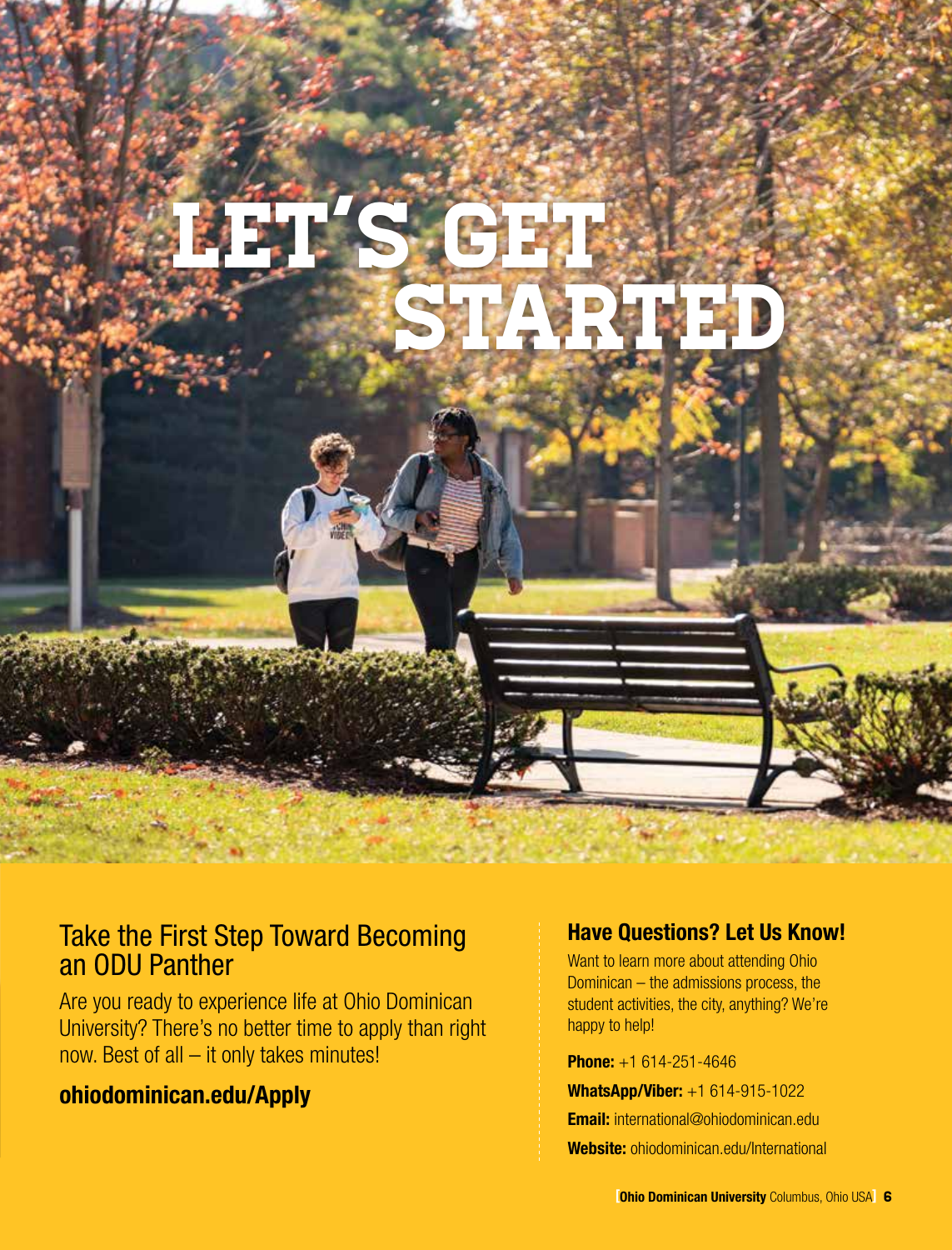# LET'S GET STARTED

## Take the First Step Toward Becoming an ODU Panther

Are you ready to experience life at Ohio Dominican University? There's no better time to apply than right now. Best of all – it only takes minutes!

**ohiodominican.edu/Apply**

## Have Questions? Let Us Know!

Want to learn more about attending Ohio Dominican – the admissions process, the student activities, the city, anything? We're happy to help!

**Phone:** +1 614-251-4646

**WhatsApp/Viber:** +1 614-915-1022

**Email:** international@ohiodominican.edu

**Website:** ohiodominican.edu/International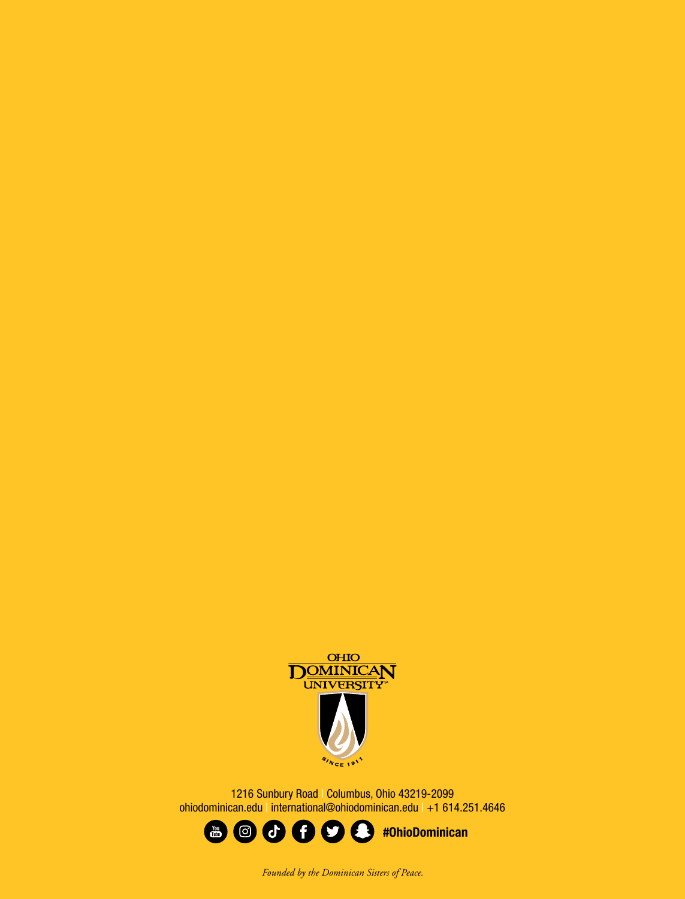OHIO DOMINICAN UNIVERSITY

SINCE 1911

1216 Sunbury Road | Columbus, Ohio 43219-2099
ohiodominican.edu | international@ohiodominican.edu | +1 614.251.4646

**#OhioDominican**

*Founded by the Dominican Sisters of Peace.*